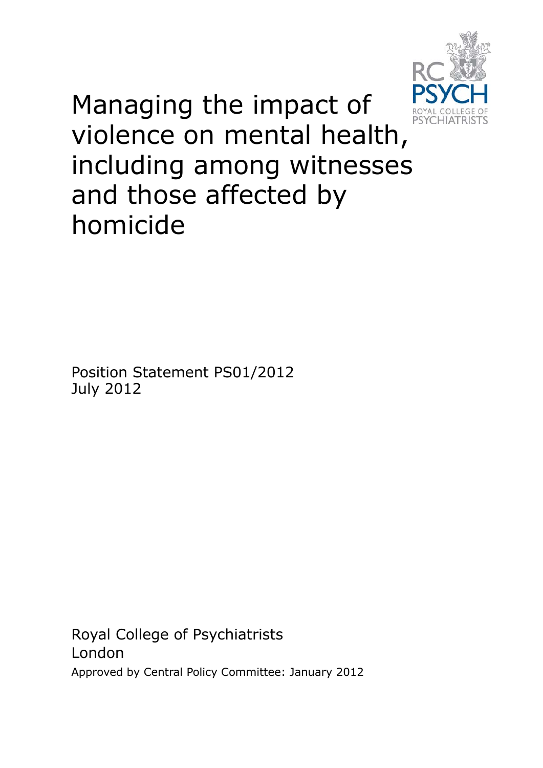# Managing the impact of violence on mental health, including among witnesses and those affected by homicide

Position Statement PS01/2012
July 2012

Royal College of Psychiatrists
London
Approved by Central Policy Committee: January 2012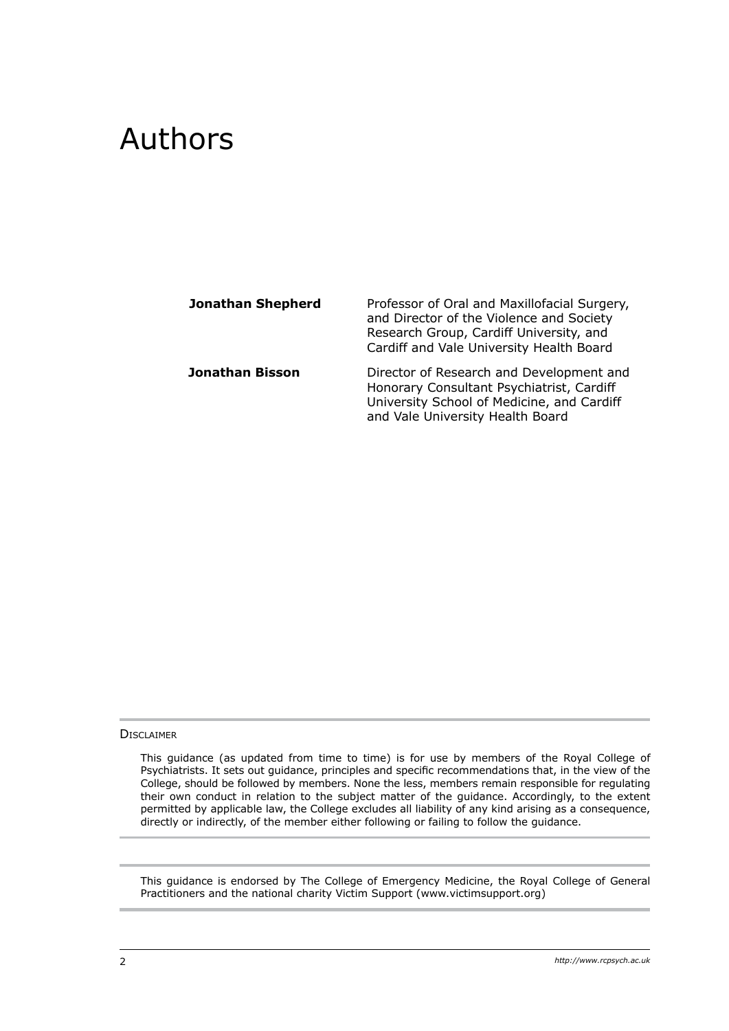# Authors

| | |
|---|---|
| **Jonathan Shepherd** | Professor of Oral and Maxillofacial Surgery, and Director of the Violence and Society Research Group, Cardiff University, and Cardiff and Vale University Health Board |
| **Jonathan Bisson** | Director of Research and Development and Honorary Consultant Psychiatrist, Cardiff University School of Medicine, and Cardiff and Vale University Health Board |

DISCLAIMER

This guidance (as updated from time to time) is for use by members of the Royal College of Psychiatrists. It sets out guidance, principles and specific recommendations that, in the view of the College, should be followed by members. None the less, members remain responsible for regulating their own conduct in relation to the subject matter of the guidance. Accordingly, to the extent permitted by applicable law, the College excludes all liability of any kind arising as a consequence, directly or indirectly, of the member either following or failing to follow the guidance.

This guidance is endorsed by The College of Emergency Medicine, the Royal College of General Practitioners and the national charity Victim Support (www.victimsupport.org)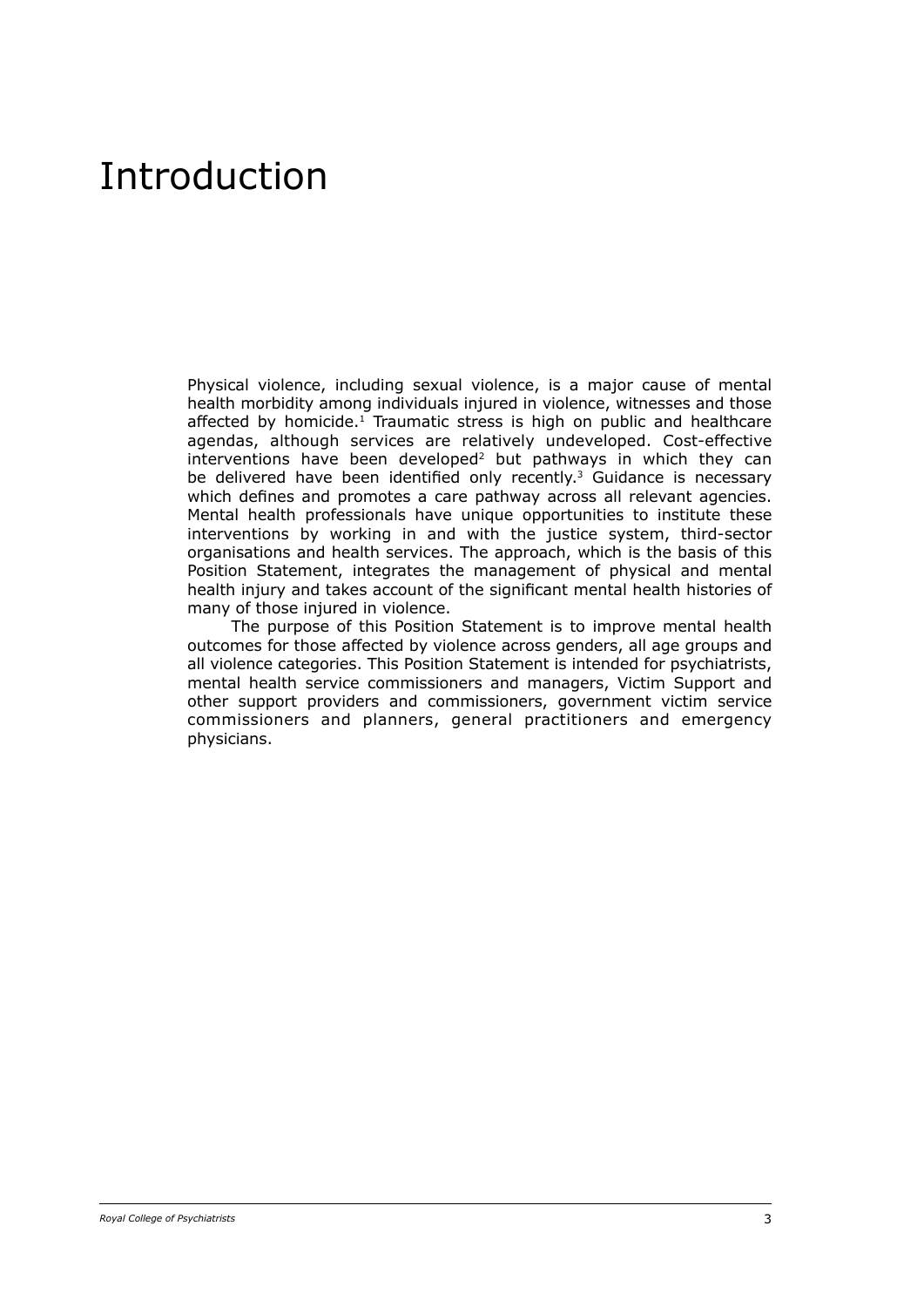# Introduction

Physical violence, including sexual violence, is a major cause of mental health morbidity among individuals injured in violence, witnesses and those affected by homicide.[1] Traumatic stress is high on public and healthcare agendas, although services are relatively undeveloped. Cost-effective interventions have been developed[2] but pathways in which they can be delivered have been identified only recently.[3] Guidance is necessary which defines and promotes a care pathway across all relevant agencies. Mental health professionals have unique opportunities to institute these interventions by working in and with the justice system, third-sector organisations and health services. The approach, which is the basis of this Position Statement, integrates the management of physical and mental health injury and takes account of the significant mental health histories of many of those injured in violence.

The purpose of this Position Statement is to improve mental health outcomes for those affected by violence across genders, all age groups and all violence categories. This Position Statement is intended for psychiatrists, mental health service commissioners and managers, Victim Support and other support providers and commissioners, government victim service commissioners and planners, general practitioners and emergency physicians.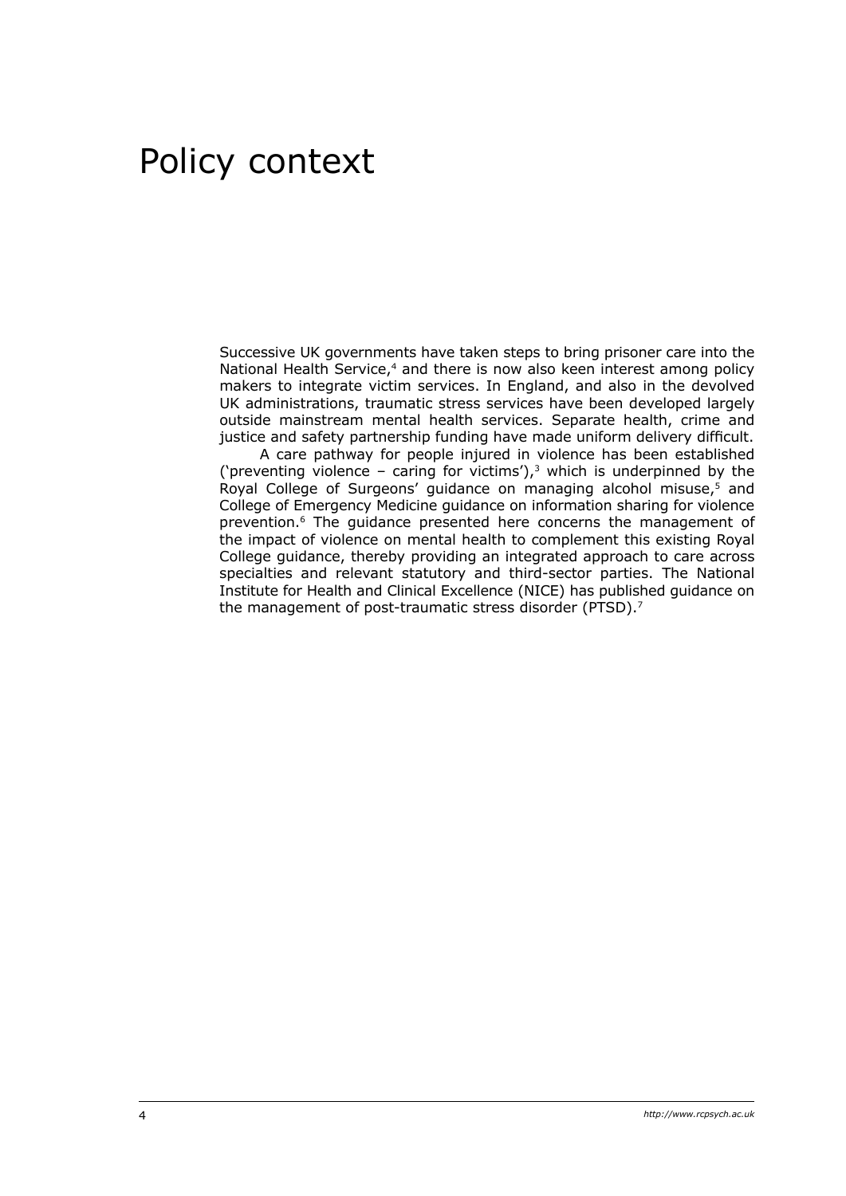# Policy context

Successive UK governments have taken steps to bring prisoner care into the National Health Service,[4] and there is now also keen interest among policy makers to integrate victim services. In England, and also in the devolved UK administrations, traumatic stress services have been developed largely outside mainstream mental health services. Separate health, crime and justice and safety partnership funding have made uniform delivery difficult.

A care pathway for people injured in violence has been established ('preventing violence – caring for victims'),[3] which is underpinned by the Royal College of Surgeons' guidance on managing alcohol misuse,[5] and College of Emergency Medicine guidance on information sharing for violence prevention.[6] The guidance presented here concerns the management of the impact of violence on mental health to complement this existing Royal College guidance, thereby providing an integrated approach to care across specialties and relevant statutory and third-sector parties. The National Institute for Health and Clinical Excellence (NICE) has published guidance on the management of post-traumatic stress disorder (PTSD).[7]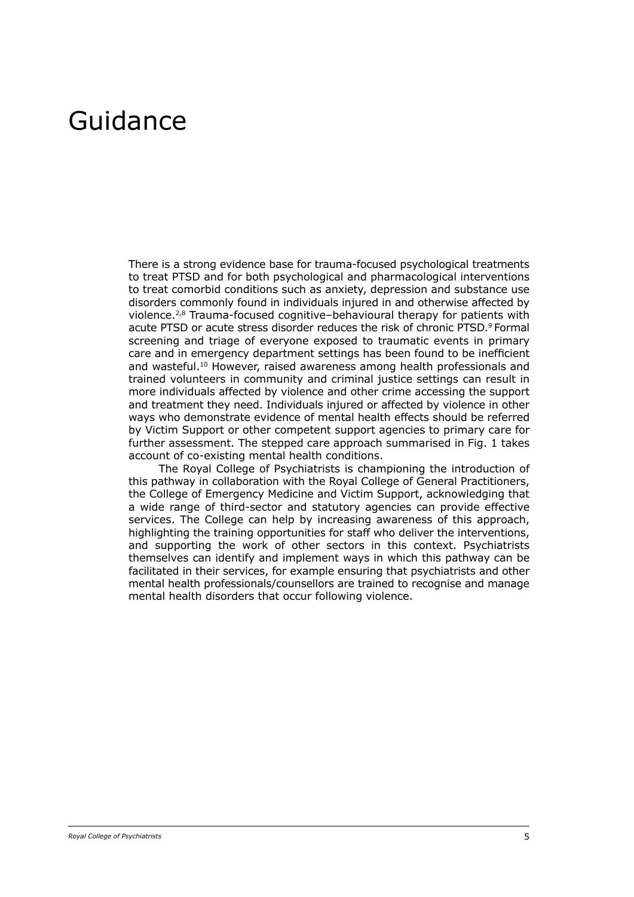# Guidance

There is a strong evidence base for trauma-focused psychological treatments to treat PTSD and for both psychological and pharmacological interventions to treat comorbid conditions such as anxiety, depression and substance use disorders commonly found in individuals injured in and otherwise affected by violence.[2,8] Trauma-focused cognitive–behavioural therapy for patients with acute PTSD or acute stress disorder reduces the risk of chronic PTSD.[9] Formal screening and triage of everyone exposed to traumatic events in primary care and in emergency department settings has been found to be inefficient and wasteful.[10] However, raised awareness among health professionals and trained volunteers in community and criminal justice settings can result in more individuals affected by violence and other crime accessing the support and treatment they need. Individuals injured or affected by violence in other ways who demonstrate evidence of mental health effects should be referred by Victim Support or other competent support agencies to primary care for further assessment. The stepped care approach summarised in Fig. 1 takes account of co-existing mental health conditions.

The Royal College of Psychiatrists is championing the introduction of this pathway in collaboration with the Royal College of General Practitioners, the College of Emergency Medicine and Victim Support, acknowledging that a wide range of third-sector and statutory agencies can provide effective services. The College can help by increasing awareness of this approach, highlighting the training opportunities for staff who deliver the interventions, and supporting the work of other sectors in this context. Psychiatrists themselves can identify and implement ways in which this pathway can be facilitated in their services, for example ensuring that psychiatrists and other mental health professionals/counsellors are trained to recognise and manage mental health disorders that occur following violence.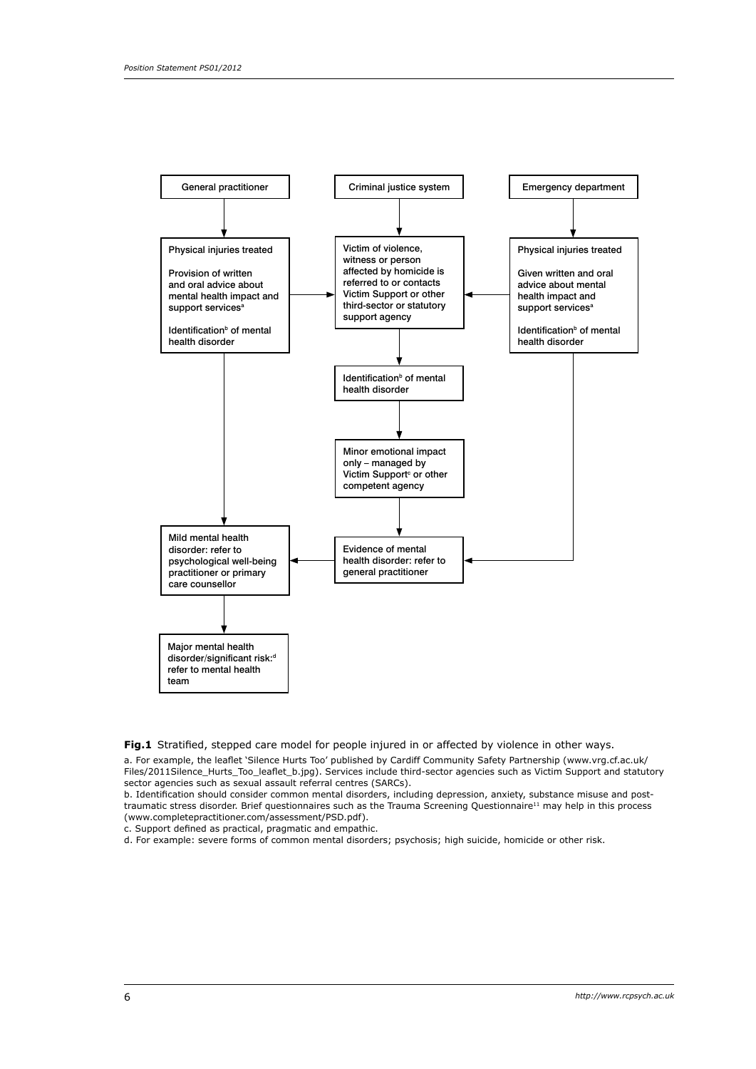General practitioner

Criminal justice system

Emergency department

Physical injuries treated

Provision of written and oral advice about mental health impact and support services[a]

Identification[b] of mental health disorder

Victim of violence, witness or person affected by homicide is referred to or contacts Victim Support or other third-sector or statutory support agency

Physical injuries treated

Given written and oral advice about mental health impact and support services[a]

Identification[b] of mental health disorder

Identification[b] of mental health disorder

Minor emotional impact only – managed by Victim Support[c] or other competent agency

Mild mental health disorder: refer to psychological well-being practitioner or primary care counsellor

Evidence of mental health disorder: refer to general practitioner

Major mental health disorder/significant risk:[d] refer to mental health team

**Fig.1** Stratified, stepped care model for people injured in or affected by violence in other ways.

a. For example, the leaflet 'Silence Hurts Too' published by Cardiff Community Safety Partnership (www.vrg.cf.ac.uk/Files/2011Silence_Hurts_Too_leaflet_b.jpg). Services include third-sector agencies such as Victim Support and statutory sector agencies such as sexual assault referral centres (SARCs).

b. Identification should consider common mental disorders, including depression, anxiety, substance misuse and post-traumatic stress disorder. Brief questionnaires such as the Trauma Screening Questionnaire[11] may help in this process (www.completepractitioner.com/assessment/PSD.pdf).

c. Support defined as practical, pragmatic and empathic.

d. For example: severe forms of common mental disorders; psychosis; high suicide, homicide or other risk.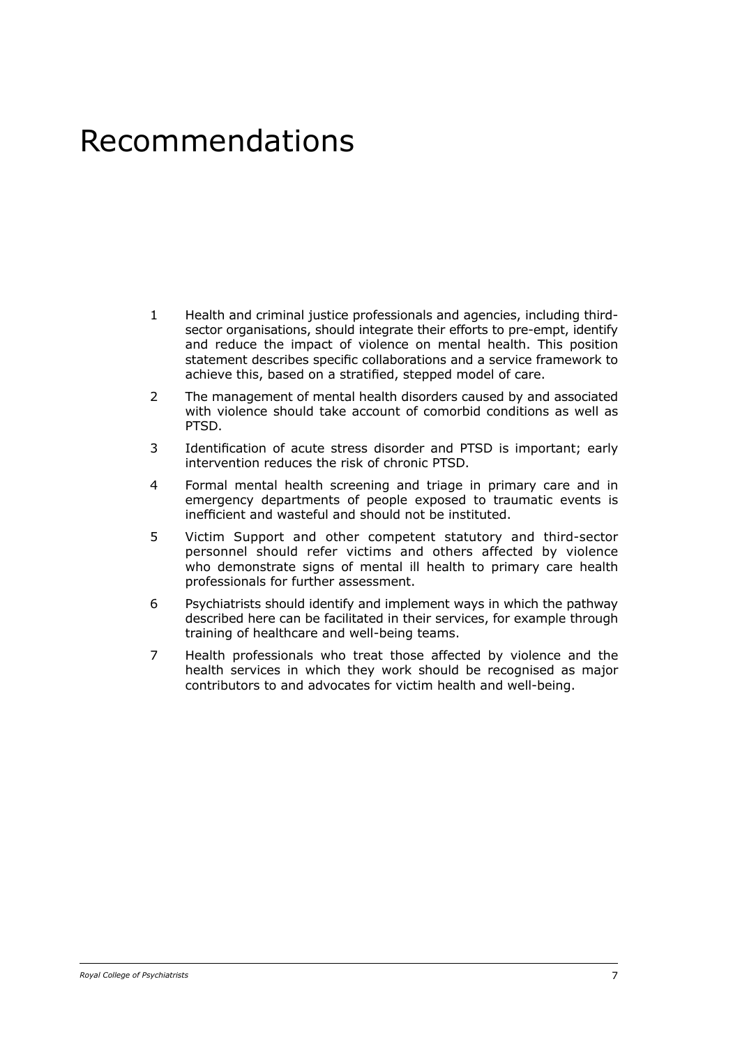# Recommendations

1. Health and criminal justice professionals and agencies, including third-sector organisations, should integrate their efforts to pre-empt, identify and reduce the impact of violence on mental health. This position statement describes specific collaborations and a service framework to achieve this, based on a stratified, stepped model of care.
2. The management of mental health disorders caused by and associated with violence should take account of comorbid conditions as well as PTSD.
3. Identification of acute stress disorder and PTSD is important; early intervention reduces the risk of chronic PTSD.
4. Formal mental health screening and triage in primary care and in emergency departments of people exposed to traumatic events is inefficient and wasteful and should not be instituted.
5. Victim Support and other competent statutory and third-sector personnel should refer victims and others affected by violence who demonstrate signs of mental ill health to primary care health professionals for further assessment.
6. Psychiatrists should identify and implement ways in which the pathway described here can be facilitated in their services, for example through training of healthcare and well-being teams.
7. Health professionals who treat those affected by violence and the health services in which they work should be recognised as major contributors to and advocates for victim health and well-being.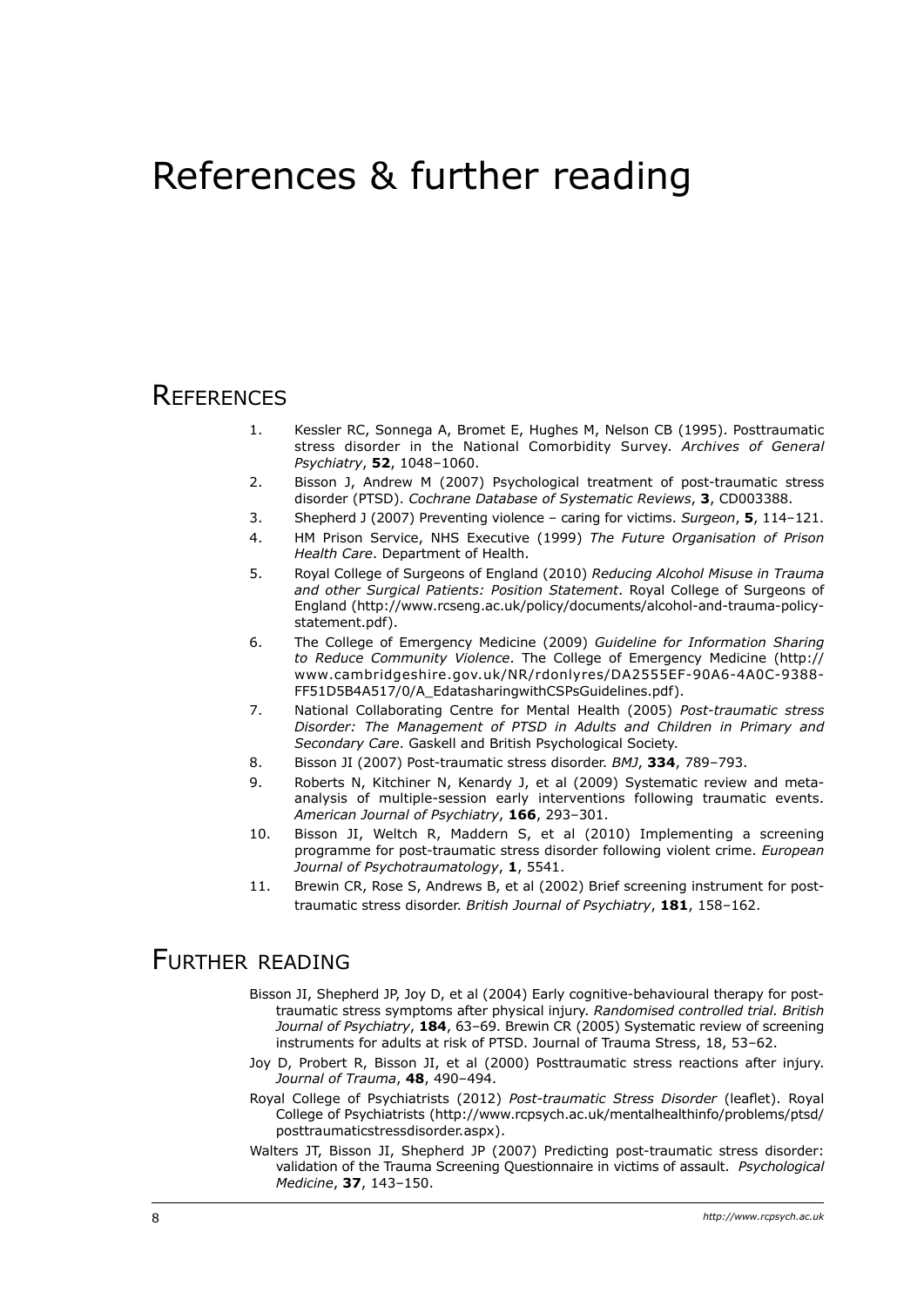# References & further reading

## References

1. Kessler RC, Sonnega A, Bromet E, Hughes M, Nelson CB (1995). Posttraumatic stress disorder in the National Comorbidity Survey. *Archives of General Psychiatry*, **52**, 1048–1060.
2. Bisson J, Andrew M (2007) Psychological treatment of post-traumatic stress disorder (PTSD). *Cochrane Database of Systematic Reviews*, **3**, CD003388.
3. Shepherd J (2007) Preventing violence – caring for victims. *Surgeon*, **5**, 114–121.
4. HM Prison Service, NHS Executive (1999) *The Future Organisation of Prison Health Care*. Department of Health.
5. Royal College of Surgeons of England (2010) *Reducing Alcohol Misuse in Trauma and other Surgical Patients: Position Statement*. Royal College of Surgeons of England (http://www.rcseng.ac.uk/policy/documents/alcohol-and-trauma-policy-statement.pdf).
6. The College of Emergency Medicine (2009) *Guideline for Information Sharing to Reduce Community Violence*. The College of Emergency Medicine (http://www.cambridgeshire.gov.uk/NR/rdonlyres/DA2555EF-90A6-4A0C-9388-FF51D5B4A517/0/A_EdatasharingwithCSPsGuidelines.pdf).
7. National Collaborating Centre for Mental Health (2005) *Post-traumatic stress Disorder: The Management of PTSD in Adults and Children in Primary and Secondary Care*. Gaskell and British Psychological Society.
8. Bisson JI (2007) Post-traumatic stress disorder. *BMJ*, **334**, 789–793.
9. Roberts N, Kitchiner N, Kenardy J, et al (2009) Systematic review and meta-analysis of multiple-session early interventions following traumatic events. *American Journal of Psychiatry*, **166**, 293–301.
10. Bisson JI, Weltch R, Maddern S, et al (2010) Implementing a screening programme for post-traumatic stress disorder following violent crime. *European Journal of Psychotraumatology*, **1**, 5541.
11. Brewin CR, Rose S, Andrews B, et al (2002) Brief screening instrument for post-traumatic stress disorder. *British Journal of Psychiatry*, **181**, 158–162.

## Further reading

Bisson JI, Shepherd JP, Joy D, et al (2004) Early cognitive-behavioural therapy for post-traumatic stress symptoms after physical injury. *Randomised controlled trial. British Journal of Psychiatry*, **184**, 63–69. Brewin CR (2005) Systematic review of screening instruments for adults at risk of PTSD. Journal of Trauma Stress, 18, 53–62.

Joy D, Probert R, Bisson JI, et al (2000) Posttraumatic stress reactions after injury. *Journal of Trauma*, **48**, 490–494.

Royal College of Psychiatrists (2012) *Post-traumatic Stress Disorder* (leaflet). Royal College of Psychiatrists (http://www.rcpsych.ac.uk/mentalhealthinfo/problems/ptsd/posttraumaticstressdisorder.aspx).

Walters JT, Bisson JI, Shepherd JP (2007) Predicting post-traumatic stress disorder: validation of the Trauma Screening Questionnaire in victims of assault. *Psychological Medicine*, **37**, 143–150.